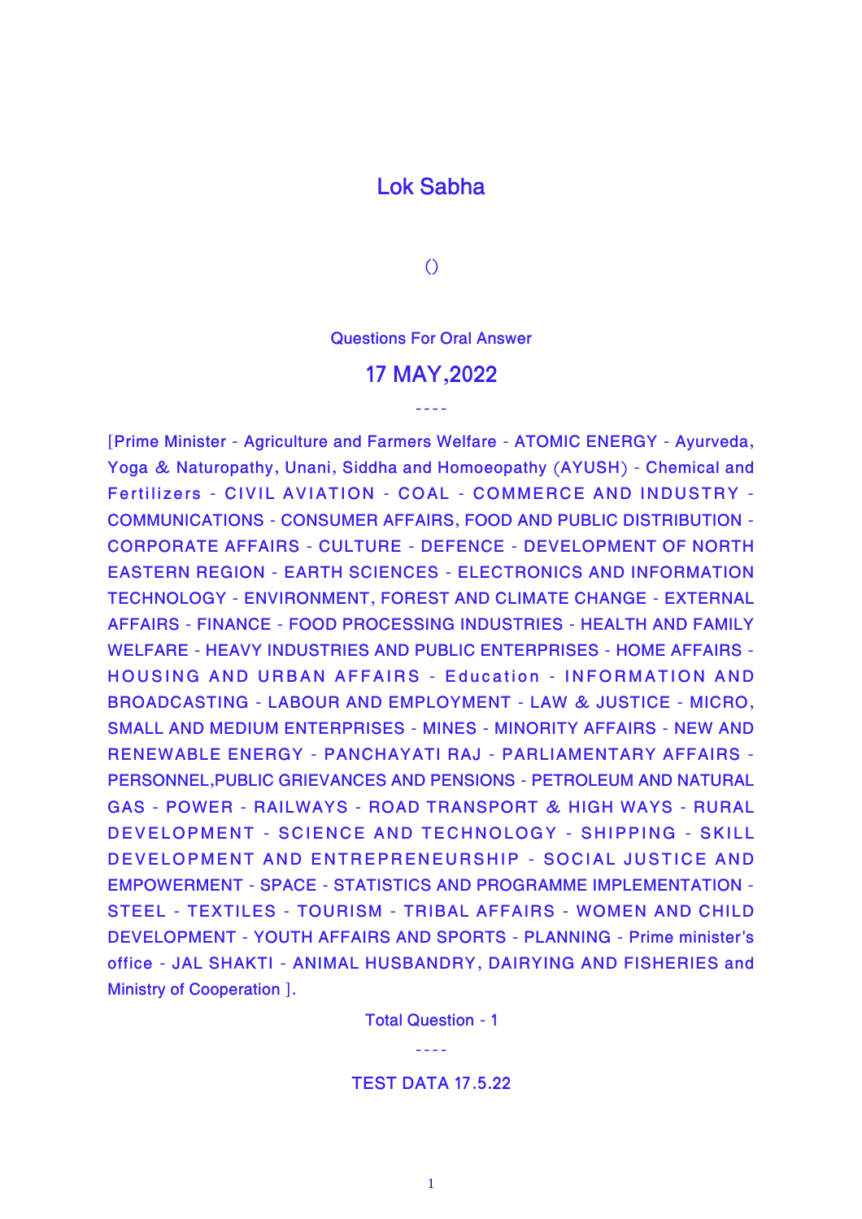# Lok Sabha

()

Questions For Oral Answer

## 17 MAY,2022

----

[Prime Minister - Agriculture and Farmers Welfare - ATOMIC ENERGY - Ayurveda, Yoga & Naturopathy, Unani, Siddha and Homoeopathy (AYUSH) - Chemical and Fertilizers - CIVIL AVIATION - COAL - COMMERCE AND INDUSTRY - COMMUNICATIONS - CONSUMER AFFAIRS, FOOD AND PUBLIC DISTRIBUTION - CORPORATE AFFAIRS - CULTURE - DEFENCE - DEVELOPMENT OF NORTH EASTERN REGION - EARTH SCIENCES - ELECTRONICS AND INFORMATION TECHNOLOGY - ENVIRONMENT, FOREST AND CLIMATE CHANGE - EXTERNAL AFFAIRS - FINANCE - FOOD PROCESSING INDUSTRIES - HEALTH AND FAMILY WELFARE - HEAVY INDUSTRIES AND PUBLIC ENTERPRISES - HOME AFFAIRS - HOUSING AND URBAN AFFAIRS - Education - INFORMATION AND BROADCASTING - LABOUR AND EMPLOYMENT - LAW & JUSTICE - MICRO, SMALL AND MEDIUM ENTERPRISES - MINES - MINORITY AFFAIRS - NEW AND RENEWABLE ENERGY - PANCHAYATI RAJ - PARLIAMENTARY AFFAIRS - PERSONNEL,PUBLIC GRIEVANCES AND PENSIONS - PETROLEUM AND NATURAL GAS - POWER - RAILWAYS - ROAD TRANSPORT & HIGH WAYS - RURAL DEVELOPMENT - SCIENCE AND TECHNOLOGY - SHIPPING - SKILL DEVELOPMENT AND ENTREPRENEURSHIP - SOCIAL JUSTICE AND EMPOWERMENT - SPACE - STATISTICS AND PROGRAMME IMPLEMENTATION - STEEL - TEXTILES - TOURISM - TRIBAL AFFAIRS - WOMEN AND CHILD DEVELOPMENT - YOUTH AFFAIRS AND SPORTS - PLANNING - Prime minister's office - JAL SHAKTI - ANIMAL HUSBANDRY, DAIRYING AND FISHERIES and Ministry of Cooperation ].

Total Question - 1

----

TEST DATA 17.5.22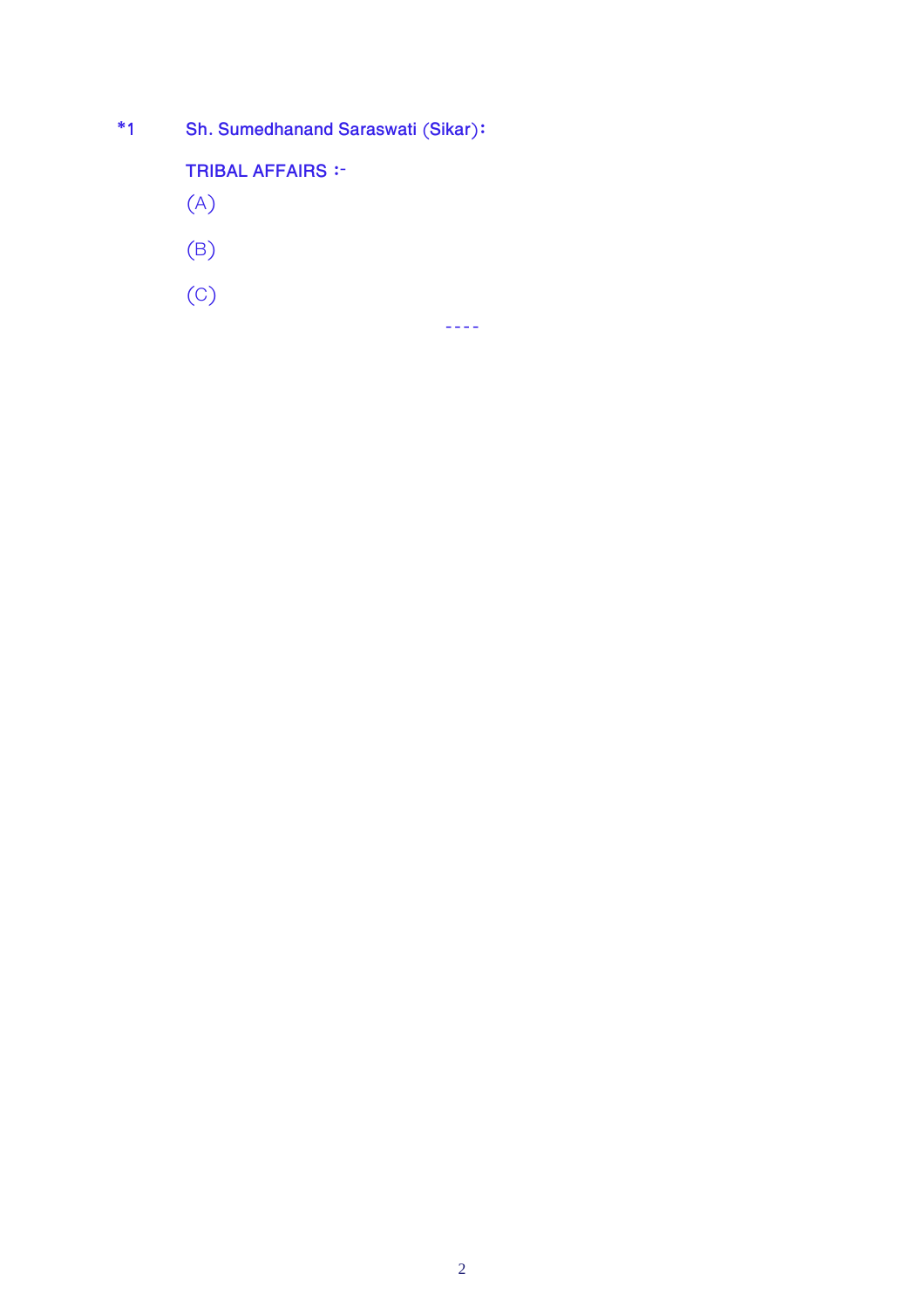*1 Sh. Sumedhanand Saraswati (Sikar):

TRIBAL AFFAIRS :-

(A)

(B)

(C)

----